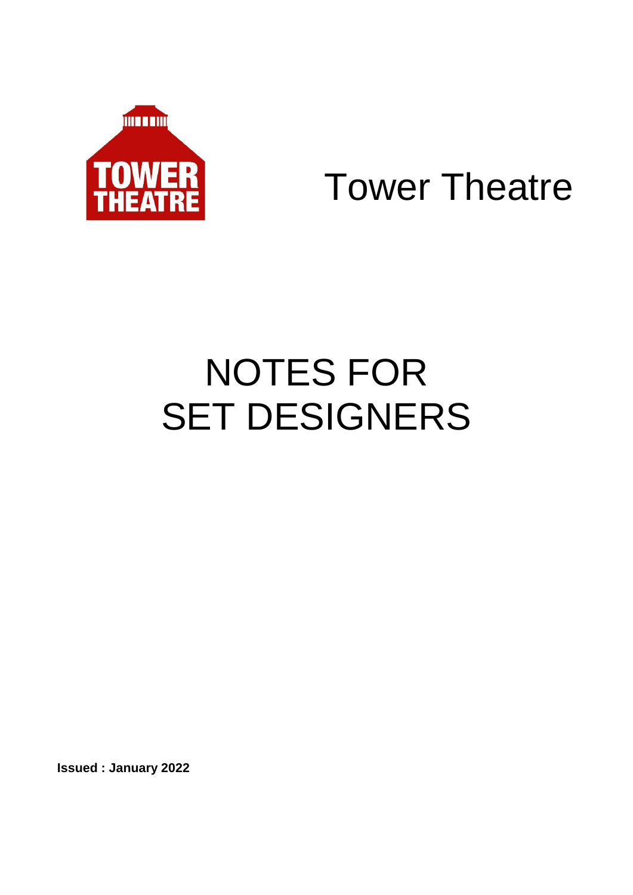Tower Theatre

# NOTES FOR SET DESIGNERS

**Issued : January 2022**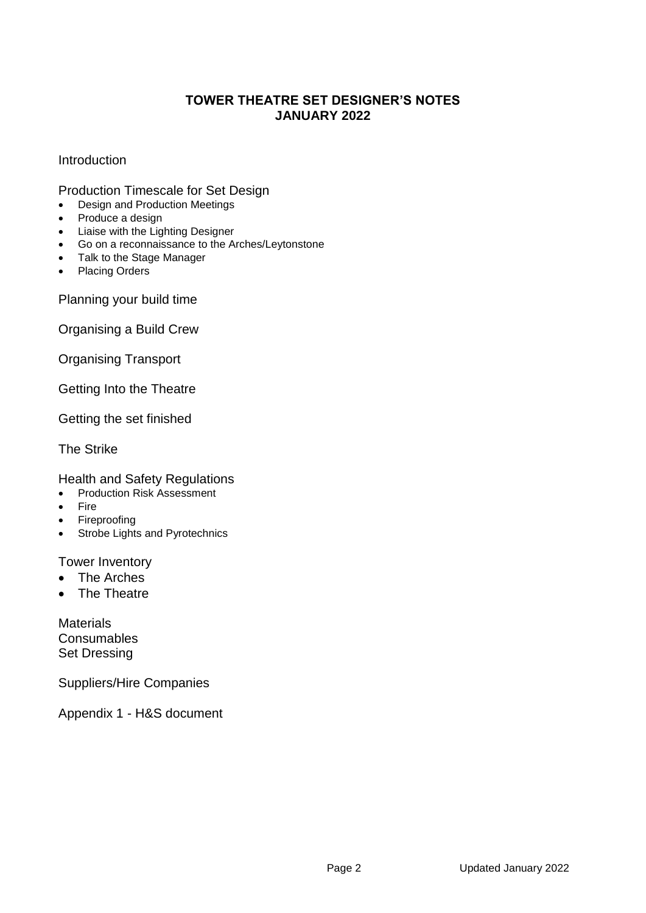# TOWER THEATRE SET DESIGNER'S NOTES
# JANUARY 2022

Introduction

Production Timescale for Set Design

- Design and Production Meetings
- Produce a design
- Liaise with the Lighting Designer
- Go on a reconnaissance to the Arches/Leytonstone
- Talk to the Stage Manager
- Placing Orders

Planning your build time

Organising a Build Crew

Organising Transport

Getting Into the Theatre

Getting the set finished

The Strike

Health and Safety Regulations

- Production Risk Assessment
- Fire
- Fireproofing
- Strobe Lights and Pyrotechnics

Tower Inventory

- The Arches
- The Theatre

Materials
Consumables
Set Dressing

Suppliers/Hire Companies

Appendix 1 - H&S document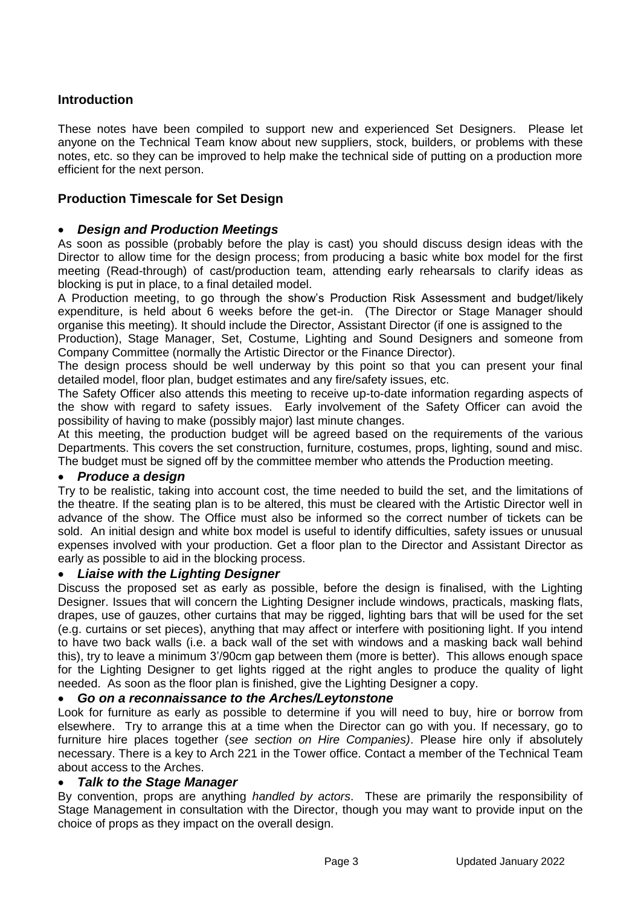## Introduction

These notes have been compiled to support new and experienced Set Designers. Please let anyone on the Technical Team know about new suppliers, stock, builders, or problems with these notes, etc. so they can be improved to help make the technical side of putting on a production more efficient for the next person.

## Production Timescale for Set Design

- ***Design and Production Meetings***

As soon as possible (probably before the play is cast) you should discuss design ideas with the Director to allow time for the design process; from producing a basic white box model for the first meeting (Read-through) of cast/production team, attending early rehearsals to clarify ideas as blocking is put in place, to a final detailed model.

A Production meeting, to go through the show's Production Risk Assessment and budget/likely expenditure, is held about 6 weeks before the get-in. (The Director or Stage Manager should organise this meeting). It should include the Director, Assistant Director (if one is assigned to the Production), Stage Manager, Set, Costume, Lighting and Sound Designers and someone from Company Committee (normally the Artistic Director or the Finance Director).

The design process should be well underway by this point so that you can present your final detailed model, floor plan, budget estimates and any fire/safety issues, etc.

The Safety Officer also attends this meeting to receive up-to-date information regarding aspects of the show with regard to safety issues. Early involvement of the Safety Officer can avoid the possibility of having to make (possibly major) last minute changes.

At this meeting, the production budget will be agreed based on the requirements of the various Departments. This covers the set construction, furniture, costumes, props, lighting, sound and misc. The budget must be signed off by the committee member who attends the Production meeting.

- ***Produce a design***

Try to be realistic, taking into account cost, the time needed to build the set, and the limitations of the theatre. If the seating plan is to be altered, this must be cleared with the Artistic Director well in advance of the show. The Office must also be informed so the correct number of tickets can be sold. An initial design and white box model is useful to identify difficulties, safety issues or unusual expenses involved with your production. Get a floor plan to the Director and Assistant Director as early as possible to aid in the blocking process.

- ***Liaise with the Lighting Designer***

Discuss the proposed set as early as possible, before the design is finalised, with the Lighting Designer. Issues that will concern the Lighting Designer include windows, practicals, masking flats, drapes, use of gauzes, other curtains that may be rigged, lighting bars that will be used for the set (e.g. curtains or set pieces), anything that may affect or interfere with positioning light. If you intend to have two back walls (i.e. a back wall of the set with windows and a masking back wall behind this), try to leave a minimum 3'/90cm gap between them (more is better). This allows enough space for the Lighting Designer to get lights rigged at the right angles to produce the quality of light needed. As soon as the floor plan is finished, give the Lighting Designer a copy.

- ***Go on a reconnaissance to the Arches/Leytonstone***

Look for furniture as early as possible to determine if you will need to buy, hire or borrow from elsewhere. Try to arrange this at a time when the Director can go with you. If necessary, go to furniture hire places together (*see section on Hire Companies)*. Please hire only if absolutely necessary. There is a key to Arch 221 in the Tower office. Contact a member of the Technical Team about access to the Arches.

- ***Talk to the Stage Manager***

By convention, props are anything *handled by actors*. These are primarily the responsibility of Stage Management in consultation with the Director, though you may want to provide input on the choice of props as they impact on the overall design.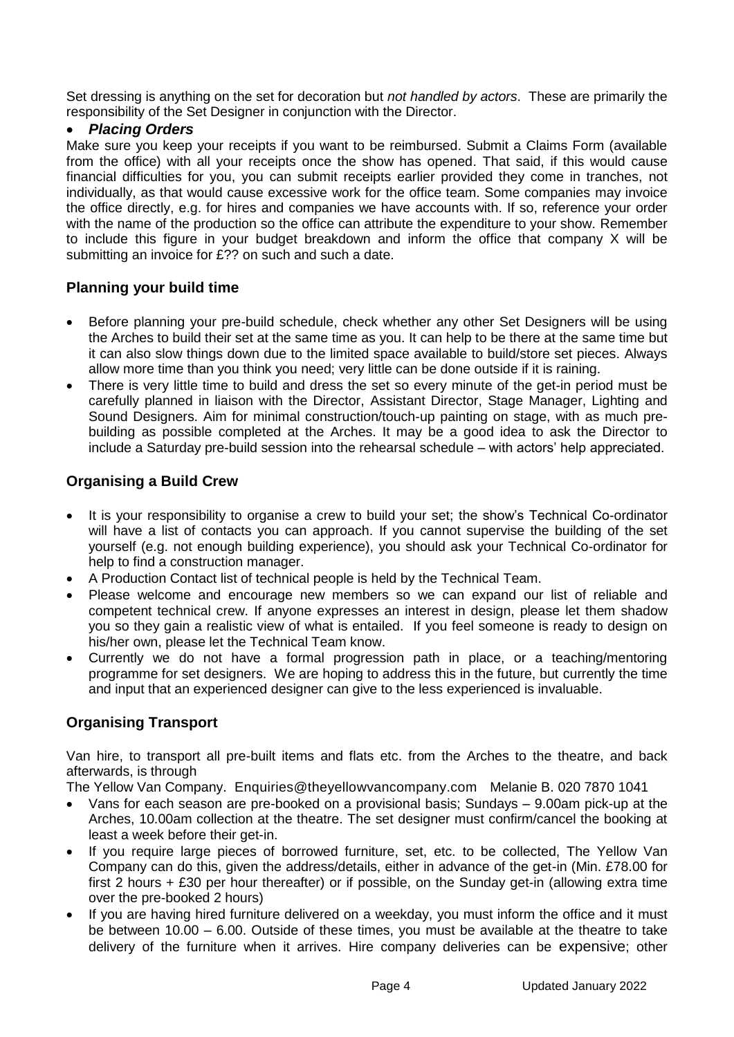Set dressing is anything on the set for decoration but *not handled by actors*. These are primarily the responsibility of the Set Designer in conjunction with the Director.

- ***Placing Orders***

Make sure you keep your receipts if you want to be reimbursed. Submit a Claims Form (available from the office) with all your receipts once the show has opened. That said, if this would cause financial difficulties for you, you can submit receipts earlier provided they come in tranches, not individually, as that would cause excessive work for the office team. Some companies may invoice the office directly, e.g. for hires and companies we have accounts with. If so, reference your order with the name of the production so the office can attribute the expenditure to your show. Remember to include this figure in your budget breakdown and inform the office that company X will be submitting an invoice for £?? on such and such a date.

## Planning your build time

- Before planning your pre-build schedule, check whether any other Set Designers will be using the Arches to build their set at the same time as you. It can help to be there at the same time but it can also slow things down due to the limited space available to build/store set pieces. Always allow more time than you think you need; very little can be done outside if it is raining.
- There is very little time to build and dress the set so every minute of the get-in period must be carefully planned in liaison with the Director, Assistant Director, Stage Manager, Lighting and Sound Designers. Aim for minimal construction/touch-up painting on stage, with as much pre-building as possible completed at the Arches. It may be a good idea to ask the Director to include a Saturday pre-build session into the rehearsal schedule – with actors' help appreciated.

## Organising a Build Crew

- It is your responsibility to organise a crew to build your set; the show's Technical Co-ordinator will have a list of contacts you can approach. If you cannot supervise the building of the set yourself (e.g. not enough building experience), you should ask your Technical Co-ordinator for help to find a construction manager.
- A Production Contact list of technical people is held by the Technical Team.
- Please welcome and encourage new members so we can expand our list of reliable and competent technical crew. If anyone expresses an interest in design, please let them shadow you so they gain a realistic view of what is entailed. If you feel someone is ready to design on his/her own, please let the Technical Team know.
- Currently we do not have a formal progression path in place, or a teaching/mentoring programme for set designers. We are hoping to address this in the future, but currently the time and input that an experienced designer can give to the less experienced is invaluable.

## Organising Transport

Van hire, to transport all pre-built items and flats etc. from the Arches to the theatre, and back afterwards, is through

The Yellow Van Company. Enquiries@theyellowvancompany.com Melanie B. 020 7870 1041

- Vans for each season are pre-booked on a provisional basis; Sundays – 9.00am pick-up at the Arches, 10.00am collection at the theatre. The set designer must confirm/cancel the booking at least a week before their get-in.
- If you require large pieces of borrowed furniture, set, etc. to be collected, The Yellow Van Company can do this, given the address/details, either in advance of the get-in (Min. £78.00 for first 2 hours + £30 per hour thereafter) or if possible, on the Sunday get-in (allowing extra time over the pre-booked 2 hours)
- If you are having hired furniture delivered on a weekday, you must inform the office and it must be between 10.00 – 6.00. Outside of these times, you must be available at the theatre to take delivery of the furniture when it arrives. Hire company deliveries can be expensive; other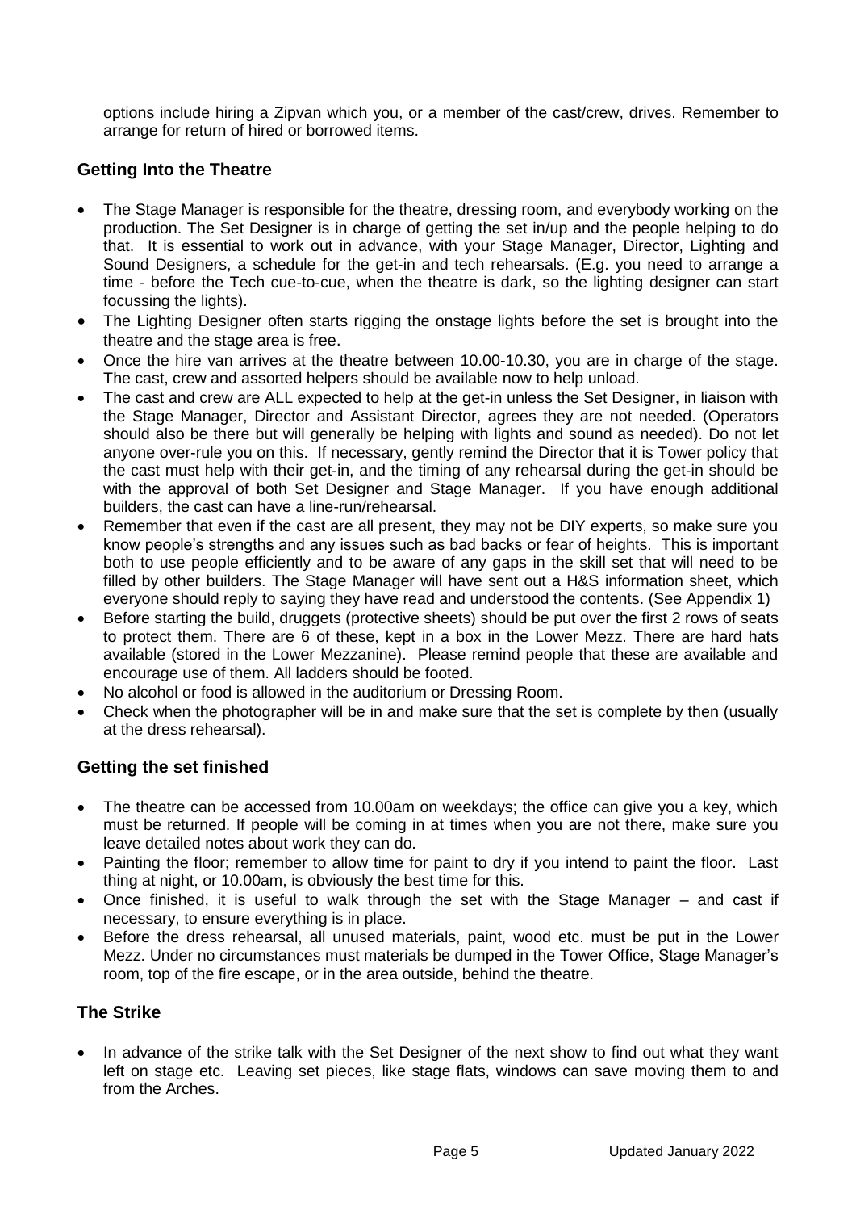options include hiring a Zipvan which you, or a member of the cast/crew, drives. Remember to arrange for return of hired or borrowed items.

### Getting Into the Theatre

- The Stage Manager is responsible for the theatre, dressing room, and everybody working on the production. The Set Designer is in charge of getting the set in/up and the people helping to do that. It is essential to work out in advance, with your Stage Manager, Director, Lighting and Sound Designers, a schedule for the get-in and tech rehearsals. (E.g. you need to arrange a time - before the Tech cue-to-cue, when the theatre is dark, so the lighting designer can start focussing the lights).
- The Lighting Designer often starts rigging the onstage lights before the set is brought into the theatre and the stage area is free.
- Once the hire van arrives at the theatre between 10.00-10.30, you are in charge of the stage. The cast, crew and assorted helpers should be available now to help unload.
- The cast and crew are ALL expected to help at the get-in unless the Set Designer, in liaison with the Stage Manager, Director and Assistant Director, agrees they are not needed. (Operators should also be there but will generally be helping with lights and sound as needed). Do not let anyone over-rule you on this. If necessary, gently remind the Director that it is Tower policy that the cast must help with their get-in, and the timing of any rehearsal during the get-in should be with the approval of both Set Designer and Stage Manager. If you have enough additional builders, the cast can have a line-run/rehearsal.
- Remember that even if the cast are all present, they may not be DIY experts, so make sure you know people's strengths and any issues such as bad backs or fear of heights. This is important both to use people efficiently and to be aware of any gaps in the skill set that will need to be filled by other builders. The Stage Manager will have sent out a H&S information sheet, which everyone should reply to saying they have read and understood the contents. (See Appendix 1)
- Before starting the build, druggets (protective sheets) should be put over the first 2 rows of seats to protect them. There are 6 of these, kept in a box in the Lower Mezz. There are hard hats available (stored in the Lower Mezzanine). Please remind people that these are available and encourage use of them. All ladders should be footed.
- No alcohol or food is allowed in the auditorium or Dressing Room.
- Check when the photographer will be in and make sure that the set is complete by then (usually at the dress rehearsal).

### Getting the set finished

- The theatre can be accessed from 10.00am on weekdays; the office can give you a key, which must be returned. If people will be coming in at times when you are not there, make sure you leave detailed notes about work they can do.
- Painting the floor; remember to allow time for paint to dry if you intend to paint the floor. Last thing at night, or 10.00am, is obviously the best time for this.
- Once finished, it is useful to walk through the set with the Stage Manager – and cast if necessary, to ensure everything is in place.
- Before the dress rehearsal, all unused materials, paint, wood etc. must be put in the Lower Mezz. Under no circumstances must materials be dumped in the Tower Office, Stage Manager's room, top of the fire escape, or in the area outside, behind the theatre.

### The Strike

- In advance of the strike talk with the Set Designer of the next show to find out what they want left on stage etc. Leaving set pieces, like stage flats, windows can save moving them to and from the Arches.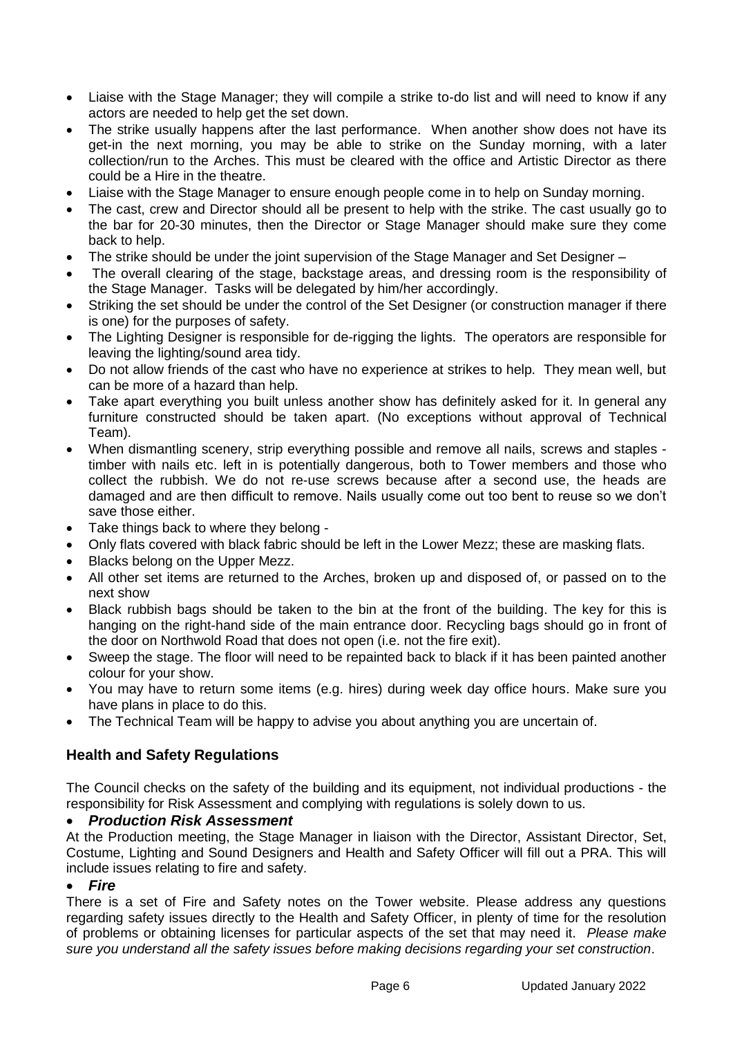- Liaise with the Stage Manager; they will compile a strike to-do list and will need to know if any actors are needed to help get the set down.
- The strike usually happens after the last performance. When another show does not have its get-in the next morning, you may be able to strike on the Sunday morning, with a later collection/run to the Arches. This must be cleared with the office and Artistic Director as there could be a Hire in the theatre.
- Liaise with the Stage Manager to ensure enough people come in to help on Sunday morning.
- The cast, crew and Director should all be present to help with the strike. The cast usually go to the bar for 20-30 minutes, then the Director or Stage Manager should make sure they come back to help.
- The strike should be under the joint supervision of the Stage Manager and Set Designer –
- The overall clearing of the stage, backstage areas, and dressing room is the responsibility of the Stage Manager. Tasks will be delegated by him/her accordingly.
- Striking the set should be under the control of the Set Designer (or construction manager if there is one) for the purposes of safety.
- The Lighting Designer is responsible for de-rigging the lights. The operators are responsible for leaving the lighting/sound area tidy.
- Do not allow friends of the cast who have no experience at strikes to help. They mean well, but can be more of a hazard than help.
- Take apart everything you built unless another show has definitely asked for it. In general any furniture constructed should be taken apart. (No exceptions without approval of Technical Team).
- When dismantling scenery, strip everything possible and remove all nails, screws and staples - timber with nails etc. left in is potentially dangerous, both to Tower members and those who collect the rubbish. We do not re-use screws because after a second use, the heads are damaged and are then difficult to remove. Nails usually come out too bent to reuse so we don't save those either.
- Take things back to where they belong -
- Only flats covered with black fabric should be left in the Lower Mezz; these are masking flats.
- Blacks belong on the Upper Mezz.
- All other set items are returned to the Arches, broken up and disposed of, or passed on to the next show
- Black rubbish bags should be taken to the bin at the front of the building. The key for this is hanging on the right-hand side of the main entrance door. Recycling bags should go in front of the door on Northwold Road that does not open (i.e. not the fire exit).
- Sweep the stage. The floor will need to be repainted back to black if it has been painted another colour for your show.
- You may have to return some items (e.g. hires) during week day office hours. Make sure you have plans in place to do this.
- The Technical Team will be happy to advise you about anything you are uncertain of.

## Health and Safety Regulations

The Council checks on the safety of the building and its equipment, not individual productions - the responsibility for Risk Assessment and complying with regulations is solely down to us.

- ***Production Risk Assessment***

At the Production meeting, the Stage Manager in liaison with the Director, Assistant Director, Set, Costume, Lighting and Sound Designers and Health and Safety Officer will fill out a PRA. This will include issues relating to fire and safety.

- ***Fire***

There is a set of Fire and Safety notes on the Tower website. Please address any questions regarding safety issues directly to the Health and Safety Officer, in plenty of time for the resolution of problems or obtaining licenses for particular aspects of the set that may need it. *Please make sure you understand all the safety issues before making decisions regarding your set construction*.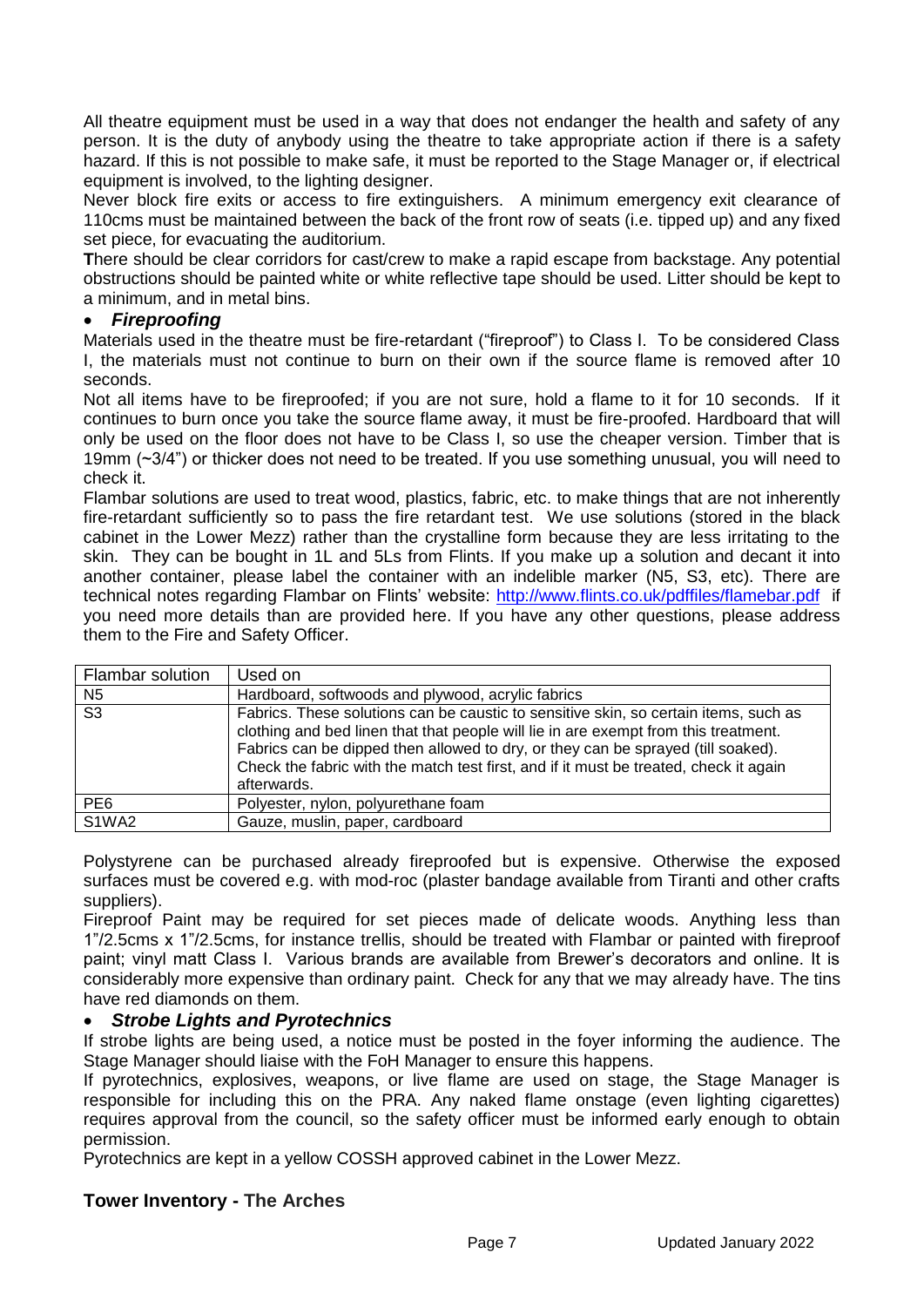All theatre equipment must be used in a way that does not endanger the health and safety of any person. It is the duty of anybody using the theatre to take appropriate action if there is a safety hazard. If this is not possible to make safe, it must be reported to the Stage Manager or, if electrical equipment is involved, to the lighting designer.

Never block fire exits or access to fire extinguishers. A minimum emergency exit clearance of 110cms must be maintained between the back of the front row of seats (i.e. tipped up) and any fixed set piece, for evacuating the auditorium.

**T**here should be clear corridors for cast/crew to make a rapid escape from backstage. Any potential obstructions should be painted white or white reflective tape should be used. Litter should be kept to a minimum, and in metal bins.

- ***Fireproofing***

Materials used in the theatre must be fire-retardant ("fireproof") to Class I. To be considered Class I, the materials must not continue to burn on their own if the source flame is removed after 10 seconds.

Not all items have to be fireproofed; if you are not sure, hold a flame to it for 10 seconds. If it continues to burn once you take the source flame away, it must be fire-proofed. Hardboard that will only be used on the floor does not have to be Class I, so use the cheaper version. Timber that is 19mm (~3/4") or thicker does not need to be treated. If you use something unusual, you will need to check it.

Flambar solutions are used to treat wood, plastics, fabric, etc. to make things that are not inherently fire-retardant sufficiently so to pass the fire retardant test. We use solutions (stored in the black cabinet in the Lower Mezz) rather than the crystalline form because they are less irritating to the skin. They can be bought in 1L and 5Ls from Flints. If you make up a solution and decant it into another container, please label the container with an indelible marker (N5, S3, etc). There are technical notes regarding Flambar on Flints' website: http://www.flints.co.uk/pdffiles/flamebar.pdf if you need more details than are provided here. If you have any other questions, please address them to the Fire and Safety Officer.

| Flambar solution | Used on |
|---|---|
| N5 | Hardboard, softwoods and plywood, acrylic fabrics |
| S3 | Fabrics. These solutions can be caustic to sensitive skin, so certain items, such as clothing and bed linen that that people will lie in are exempt from this treatment. Fabrics can be dipped then allowed to dry, or they can be sprayed (till soaked). Check the fabric with the match test first, and if it must be treated, check it again afterwards. |
| PE6 | Polyester, nylon, polyurethane foam |
| S1WA2 | Gauze, muslin, paper, cardboard |

Polystyrene can be purchased already fireproofed but is expensive. Otherwise the exposed surfaces must be covered e.g. with mod-roc (plaster bandage available from Tiranti and other crafts suppliers).

Fireproof Paint may be required for set pieces made of delicate woods. Anything less than 1"/2.5cms x 1"/2.5cms, for instance trellis, should be treated with Flambar or painted with fireproof paint; vinyl matt Class I. Various brands are available from Brewer's decorators and online. It is considerably more expensive than ordinary paint. Check for any that we may already have. The tins have red diamonds on them.

- ***Strobe Lights and Pyrotechnics***

If strobe lights are being used, a notice must be posted in the foyer informing the audience. The Stage Manager should liaise with the FoH Manager to ensure this happens.

If pyrotechnics, explosives, weapons, or live flame are used on stage, the Stage Manager is responsible for including this on the PRA. Any naked flame onstage (even lighting cigarettes) requires approval from the council, so the safety officer must be informed early enough to obtain permission.

Pyrotechnics are kept in a yellow COSSH approved cabinet in the Lower Mezz.

## Tower Inventory - The Arches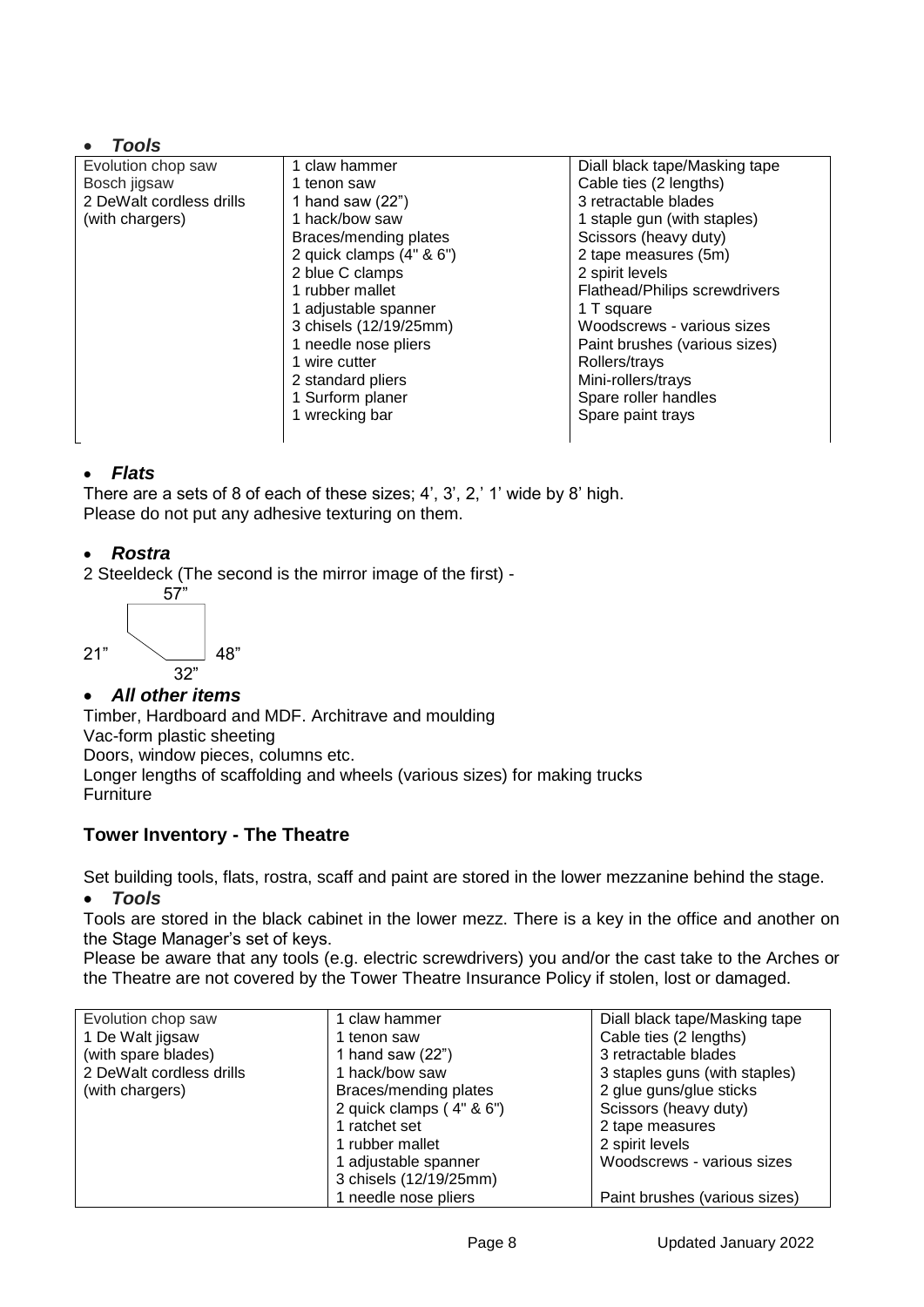- ***Tools***

| | | |
|---|---|---|
| Evolution chop saw<br>Bosch jigsaw<br>2 DeWalt cordless drills<br>(with chargers) | 1 claw hammer<br>1 tenon saw<br>1 hand saw (22")<br>1 hack/bow saw<br>Braces/mending plates<br>2 quick clamps (4" & 6")<br>2 blue C clamps<br>1 rubber mallet<br>1 adjustable spanner<br>3 chisels (12/19/25mm)<br>1 needle nose pliers<br>1 wire cutter<br>2 standard pliers<br>1 Surform planer<br>1 wrecking bar | Diall black tape/Masking tape<br>Cable ties (2 lengths)<br>3 retractable blades<br>1 staple gun (with staples)<br>Scissors (heavy duty)<br>2 tape measures (5m)<br>2 spirit levels<br>Flathead/Philips screwdrivers<br>1 T square<br>Woodscrews - various sizes<br>Paint brushes (various sizes)<br>Rollers/trays<br>Mini-rollers/trays<br>Spare roller handles<br>Spare paint trays |

- ***Flats***

There are a sets of 8 of each of these sizes; 4', 3', 2,' 1' wide by 8' high.
Please do not put any adhesive texturing on them.

- ***Rostra***

2 Steeldeck (The second is the mirror image of the first) -

57"

21" 48"

32"

- ***All other items***

Timber, Hardboard and MDF. Architrave and moulding
Vac-form plastic sheeting
Doors, window pieces, columns etc.
Longer lengths of scaffolding and wheels (various sizes) for making trucks
Furniture

## Tower Inventory - The Theatre

Set building tools, flats, rostra, scaff and paint are stored in the lower mezzanine behind the stage.

- ***Tools***

Tools are stored in the black cabinet in the lower mezz. There is a key in the office and another on the Stage Manager's set of keys.

Please be aware that any tools (e.g. electric screwdrivers) you and/or the cast take to the Arches or the Theatre are not covered by the Tower Theatre Insurance Policy if stolen, lost or damaged.

| | | |
|---|---|---|
| Evolution chop saw<br>1 De Walt jigsaw<br>(with spare blades)<br>2 DeWalt cordless drills<br>(with chargers) | 1 claw hammer<br>1 tenon saw<br>1 hand saw (22")<br>1 hack/bow saw<br>Braces/mending plates<br>2 quick clamps ( 4" & 6")<br>1 ratchet set<br>1 rubber mallet<br>1 adjustable spanner<br>3 chisels (12/19/25mm)<br>1 needle nose pliers | Diall black tape/Masking tape<br>Cable ties (2 lengths)<br>3 retractable blades<br>3 staples guns (with staples)<br>2 glue guns/glue sticks<br>Scissors (heavy duty)<br>2 tape measures<br>2 spirit levels<br>Woodscrews - various sizes<br><br>Paint brushes (various sizes) |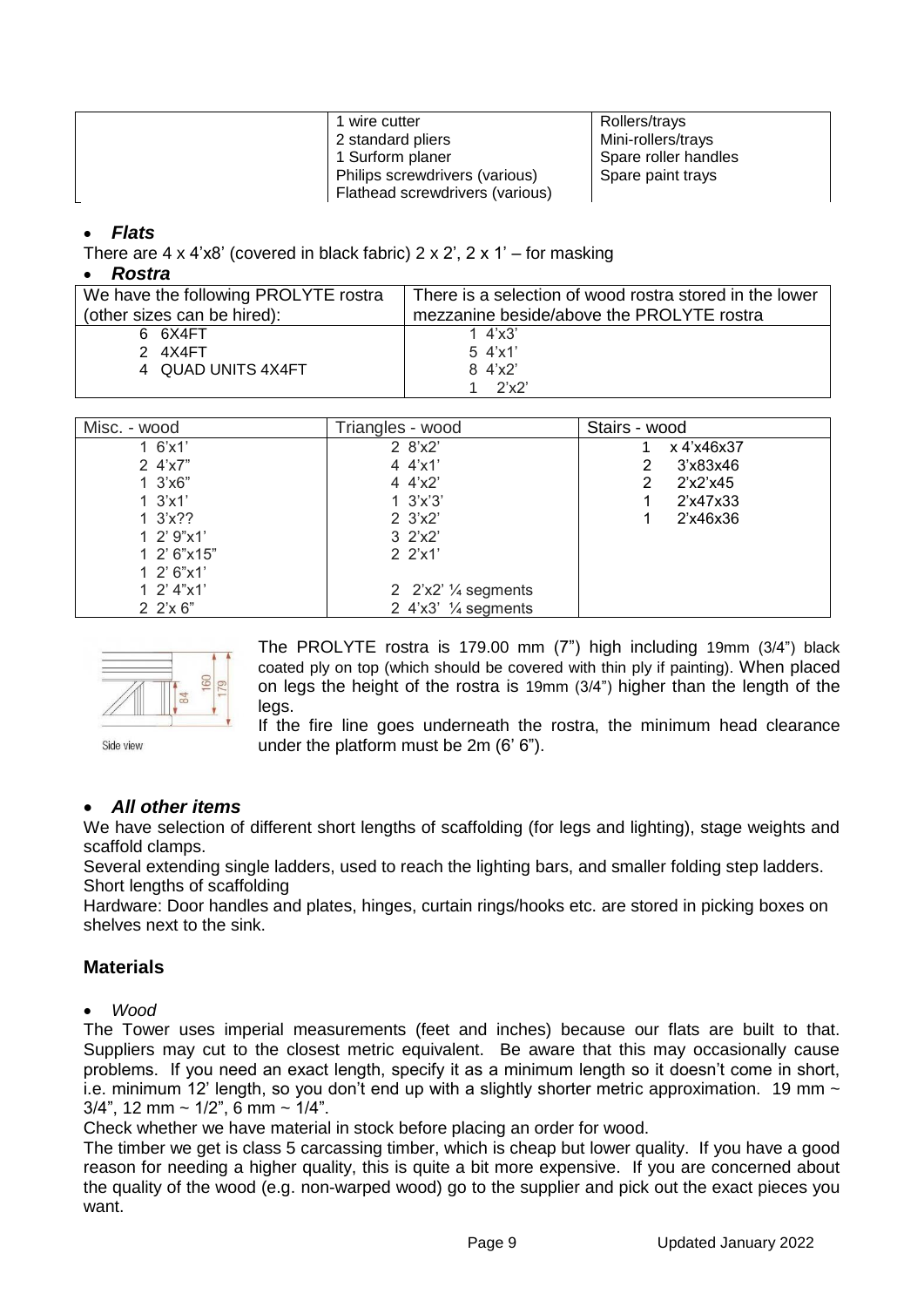| | | |
|---|---|---|
| | 1 wire cutter<br>2 standard pliers<br>1 Surform planer<br>Philips screwdrivers (various)<br>Flathead screwdrivers (various) | Rollers/trays<br>Mini-rollers/trays<br>Spare roller handles<br>Spare paint trays |

- ***Flats***

There are 4 x 4'x8' (covered in black fabric) 2 x 2', 2 x 1' – for masking

- ***Rostra***

| We have the following PROLYTE rostra (other sizes can be hired): | There is a selection of wood rostra stored in the lower mezzanine beside/above the PROLYTE rostra |
|---|---|
| 6 6X4FT<br>2 4X4FT<br>4 QUAD UNITS 4X4FT | 1 4'x3'<br>5 4'x1'<br>8 4'x2'<br>1 2'x2' |

| Misc. - wood | Triangles - wood | Stairs - wood |
|---|---|---|
| 1 6'x1' | 2 8'x2' | 1 x 4'x46x37 |
| 2 4'x7" | 4 4'x1' | 2 3'x83x46 |
| 1 3'x6" | 4 4'x2' | 2 2'x2'x45 |
| 1 3'x1' | 1 3'x'3' | 1 2'x47x33 |
| 1 3'x?? | 2 3'x2' | 1 2'x46x36 |
| 1 2' 9"x1' | 3 2'x2' | |
| 1 2' 6"x15" | 2 2'x1' | |
| 1 2' 6"x1' | | |
| 1 2' 4"x1' | 2 2'x2' ¼ segments | |
| 2 2'x 6" | 2 4'x3' ¼ segments | |

Side view

The PROLYTE rostra is 179.00 mm (7") high including 19mm (3/4") black coated ply on top (which should be covered with thin ply if painting). When placed on legs the height of the rostra is 19mm (3/4") higher than the length of the legs.

If the fire line goes underneath the rostra, the minimum head clearance under the platform must be 2m (6' 6").

- ***All other items***

We have selection of different short lengths of scaffolding (for legs and lighting), stage weights and scaffold clamps.

Several extending single ladders, used to reach the lighting bars, and smaller folding step ladders.

Short lengths of scaffolding

Hardware: Door handles and plates, hinges, curtain rings/hooks etc. are stored in picking boxes on shelves next to the sink.

## Materials

- *Wood*

The Tower uses imperial measurements (feet and inches) because our flats are built to that. Suppliers may cut to the closest metric equivalent. Be aware that this may occasionally cause problems. If you need an exact length, specify it as a minimum length so it doesn't come in short, i.e. minimum 12' length, so you don't end up with a slightly shorter metric approximation. 19 mm ~ 3/4", 12 mm ~ 1/2", 6 mm ~ 1/4".

Check whether we have material in stock before placing an order for wood.

The timber we get is class 5 carcassing timber, which is cheap but lower quality. If you have a good reason for needing a higher quality, this is quite a bit more expensive. If you are concerned about the quality of the wood (e.g. non-warped wood) go to the supplier and pick out the exact pieces you want.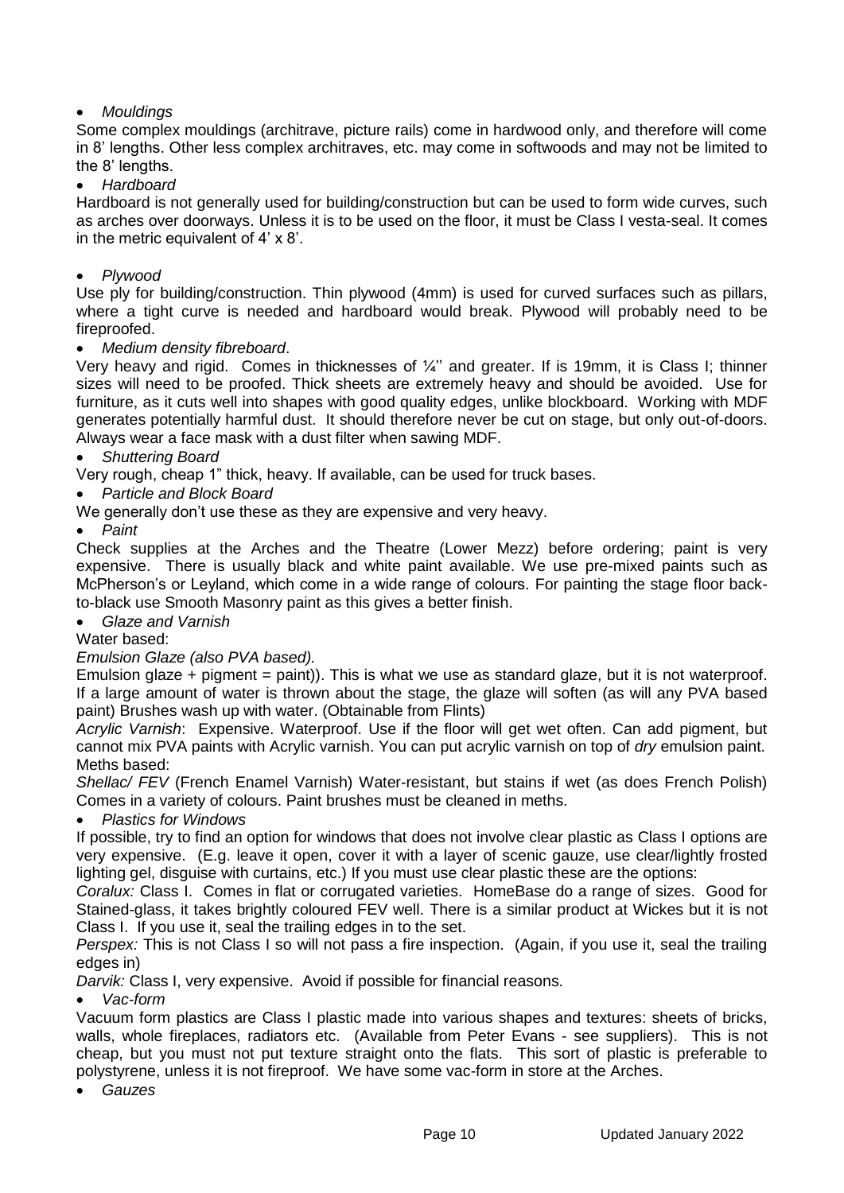- *Mouldings*

Some complex mouldings (architrave, picture rails) come in hardwood only, and therefore will come in 8' lengths. Other less complex architraves, etc. may come in softwoods and may not be limited to the 8' lengths.

- *Hardboard*

Hardboard is not generally used for building/construction but can be used to form wide curves, such as arches over doorways. Unless it is to be used on the floor, it must be Class I vesta-seal. It comes in the metric equivalent of 4' x 8'.

- *Plywood*

Use ply for building/construction. Thin plywood (4mm) is used for curved surfaces such as pillars, where a tight curve is needed and hardboard would break. Plywood will probably need to be fireproofed.

- *Medium density fibreboard*.

Very heavy and rigid. Comes in thicknesses of ¼'' and greater. If is 19mm, it is Class I; thinner sizes will need to be proofed. Thick sheets are extremely heavy and should be avoided. Use for furniture, as it cuts well into shapes with good quality edges, unlike blockboard. Working with MDF generates potentially harmful dust. It should therefore never be cut on stage, but only out-of-doors. Always wear a face mask with a dust filter when sawing MDF.

- *Shuttering Board*

Very rough, cheap 1" thick, heavy. If available, can be used for truck bases.

- *Particle and Block Board*

We generally don't use these as they are expensive and very heavy.

- *Paint*

Check supplies at the Arches and the Theatre (Lower Mezz) before ordering; paint is very expensive. There is usually black and white paint available. We use pre-mixed paints such as McPherson's or Leyland, which come in a wide range of colours. For painting the stage floor back-to-black use Smooth Masonry paint as this gives a better finish.

- *Glaze and Varnish*

Water based:

*Emulsion Glaze (also PVA based).*

Emulsion glaze + pigment = paint)). This is what we use as standard glaze, but it is not waterproof. If a large amount of water is thrown about the stage, the glaze will soften (as will any PVA based paint) Brushes wash up with water. (Obtainable from Flints)

*Acrylic Varnish*: Expensive. Waterproof. Use if the floor will get wet often. Can add pigment, but cannot mix PVA paints with Acrylic varnish. You can put acrylic varnish on top of *dry* emulsion paint.

Meths based:

*Shellac/ FEV* (French Enamel Varnish) Water-resistant, but stains if wet (as does French Polish) Comes in a variety of colours. Paint brushes must be cleaned in meths.

- *Plastics for Windows*

If possible, try to find an option for windows that does not involve clear plastic as Class I options are very expensive. (E.g. leave it open, cover it with a layer of scenic gauze, use clear/lightly frosted lighting gel, disguise with curtains, etc.) If you must use clear plastic these are the options:

*Coralux:* Class I. Comes in flat or corrugated varieties. HomeBase do a range of sizes. Good for Stained-glass, it takes brightly coloured FEV well. There is a similar product at Wickes but it is not Class I. If you use it, seal the trailing edges in to the set.

*Perspex:* This is not Class I so will not pass a fire inspection. (Again, if you use it, seal the trailing edges in)

*Darvik:* Class I, very expensive. Avoid if possible for financial reasons.

- *Vac-form*

Vacuum form plastics are Class I plastic made into various shapes and textures: sheets of bricks, walls, whole fireplaces, radiators etc. (Available from Peter Evans - see suppliers). This is not cheap, but you must not put texture straight onto the flats. This sort of plastic is preferable to polystyrene, unless it is not fireproof. We have some vac-form in store at the Arches.

- *Gauzes*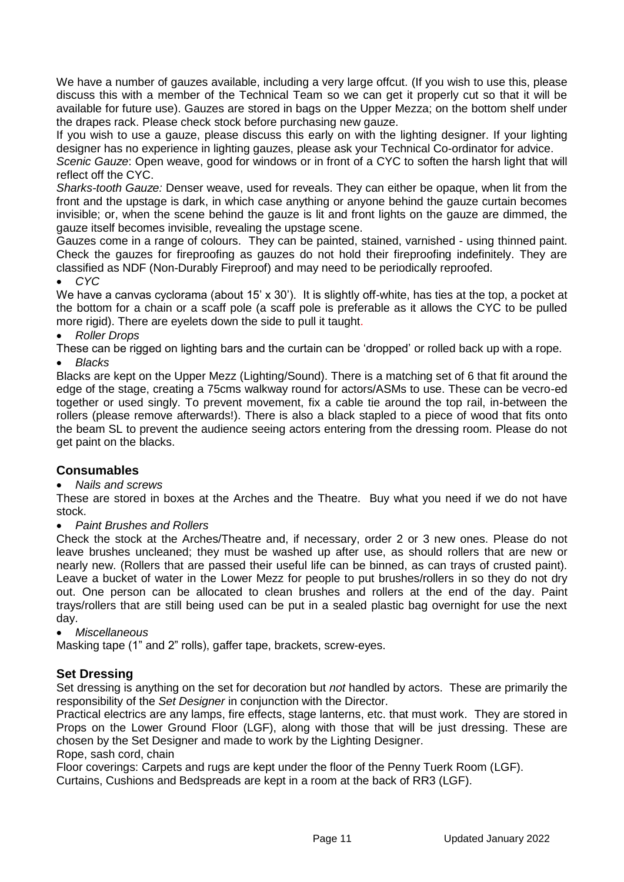We have a number of gauzes available, including a very large offcut. (If you wish to use this, please discuss this with a member of the Technical Team so we can get it properly cut so that it will be available for future use). Gauzes are stored in bags on the Upper Mezza; on the bottom shelf under the drapes rack. Please check stock before purchasing new gauze.

If you wish to use a gauze, please discuss this early on with the lighting designer. If your lighting designer has no experience in lighting gauzes, please ask your Technical Co-ordinator for advice.

*Scenic Gauze*: Open weave, good for windows or in front of a CYC to soften the harsh light that will reflect off the CYC.

*Sharks-tooth Gauze:* Denser weave, used for reveals. They can either be opaque, when lit from the front and the upstage is dark, in which case anything or anyone behind the gauze curtain becomes invisible; or, when the scene behind the gauze is lit and front lights on the gauze are dimmed, the gauze itself becomes invisible, revealing the upstage scene.

Gauzes come in a range of colours. They can be painted, stained, varnished - using thinned paint. Check the gauzes for fireproofing as gauzes do not hold their fireproofing indefinitely. They are classified as NDF (Non-Durably Fireproof) and may need to be periodically reproofed.

- *CYC*

We have a canvas cyclorama (about 15' x 30'). It is slightly off-white, has ties at the top, a pocket at the bottom for a chain or a scaff pole (a scaff pole is preferable as it allows the CYC to be pulled more rigid). There are eyelets down the side to pull it taught.

- *Roller Drops*

These can be rigged on lighting bars and the curtain can be 'dropped' or rolled back up with a rope.

- *Blacks*

Blacks are kept on the Upper Mezz (Lighting/Sound). There is a matching set of 6 that fit around the edge of the stage, creating a 75cms walkway round for actors/ASMs to use. These can be vecro-ed together or used singly. To prevent movement, fix a cable tie around the top rail, in-between the rollers (please remove afterwards!). There is also a black stapled to a piece of wood that fits onto the beam SL to prevent the audience seeing actors entering from the dressing room. Please do not get paint on the blacks.

## Consumables

- *Nails and screws*

These are stored in boxes at the Arches and the Theatre. Buy what you need if we do not have stock.

- *Paint Brushes and Rollers*

Check the stock at the Arches/Theatre and, if necessary, order 2 or 3 new ones. Please do not leave brushes uncleaned; they must be washed up after use, as should rollers that are new or nearly new. (Rollers that are passed their useful life can be binned, as can trays of crusted paint). Leave a bucket of water in the Lower Mezz for people to put brushes/rollers in so they do not dry out. One person can be allocated to clean brushes and rollers at the end of the day. Paint trays/rollers that are still being used can be put in a sealed plastic bag overnight for use the next day.

- *Miscellaneous*

Masking tape (1" and 2" rolls), gaffer tape, brackets, screw-eyes.

## Set Dressing

Set dressing is anything on the set for decoration but *not* handled by actors. These are primarily the responsibility of the *Set Designer* in conjunction with the Director.

Practical electrics are any lamps, fire effects, stage lanterns, etc. that must work. They are stored in Props on the Lower Ground Floor (LGF), along with those that will be just dressing. These are chosen by the Set Designer and made to work by the Lighting Designer.

Rope, sash cord, chain

Floor coverings: Carpets and rugs are kept under the floor of the Penny Tuerk Room (LGF).

Curtains, Cushions and Bedspreads are kept in a room at the back of RR3 (LGF).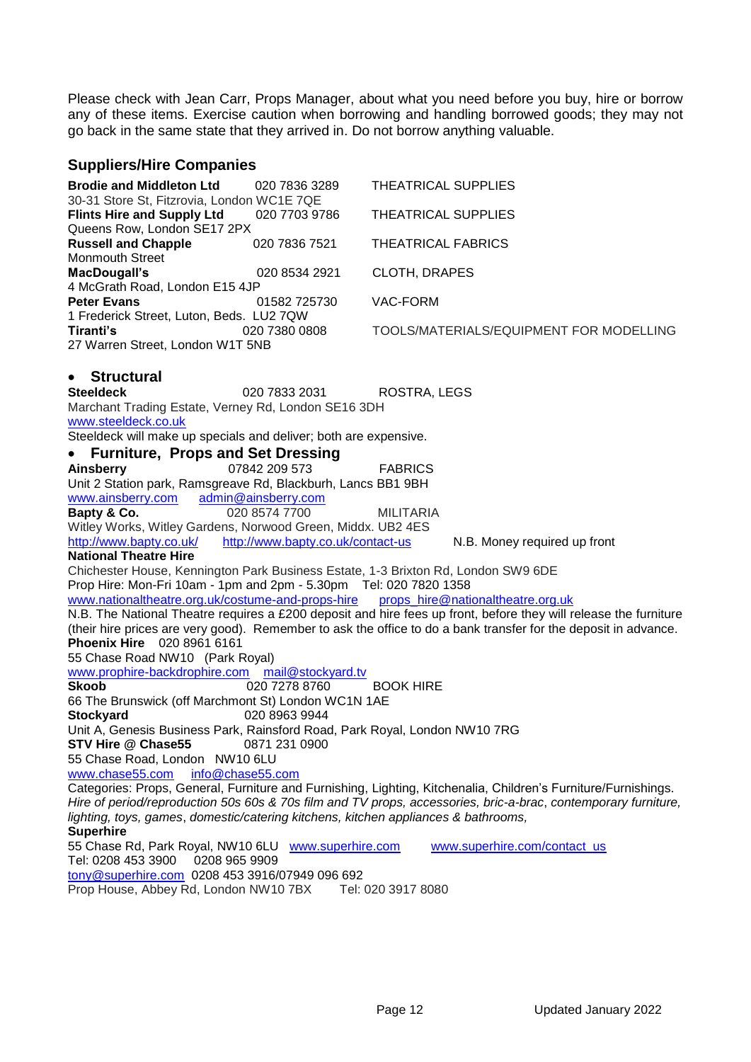Please check with Jean Carr, Props Manager, about what you need before you buy, hire or borrow any of these items. Exercise caution when borrowing and handling borrowed goods; they may not go back in the same state that they arrived in. Do not borrow anything valuable.

## Suppliers/Hire Companies

**Brodie and Middleton Ltd** 020 7836 3289 THEATRICAL SUPPLIES
30-31 Store St, Fitzrovia, London WC1E 7QE

**Flints Hire and Supply Ltd** 020 7703 9786 THEATRICAL SUPPLIES
Queens Row, London SE17 2PX

**Russell and Chapple** 020 7836 7521 THEATRICAL FABRICS
Monmouth Street

**MacDougall's** 020 8534 2921 CLOTH, DRAPES
4 McGrath Road, London E15 4JP

**Peter Evans** 01582 725730 VAC-FORM
1 Frederick Street, Luton, Beds. LU2 7QW

**Tiranti's** 020 7380 0808 TOOLS/MATERIALS/EQUIPMENT FOR MODELLING
27 Warren Street, London W1T 5NB

### • Structural

**Steeldeck** 020 7833 2031 ROSTRA, LEGS
Marchant Trading Estate, Verney Rd, London SE16 3DH
www.steeldeck.co.uk
Steeldeck will make up specials and deliver; both are expensive.

### • Furniture, Props and Set Dressing

**Ainsberry** 07842 209 573 FABRICS
Unit 2 Station park, Ramsgreave Rd, Blackburh, Lancs BB1 9BH
www.ainsberry.com admin@ainsberry.com

**Bapty & Co.** 020 8574 7700 MILITARIA
Witley Works, Witley Gardens, Norwood Green, Middx. UB2 4ES
http://www.bapty.co.uk/ http://www.bapty.co.uk/contact-us N.B. Money required up front

**National Theatre Hire**
Chichester House, Kennington Park Business Estate, 1-3 Brixton Rd, London SW9 6DE
Prop Hire: Mon-Fri 10am - 1pm and 2pm - 5.30pm Tel: 020 7820 1358
www.nationaltheatre.org.uk/costume-and-props-hire props_hire@nationaltheatre.org.uk
N.B. The National Theatre requires a £200 deposit and hire fees up front, before they will release the furniture (their hire prices are very good). Remember to ask the office to do a bank transfer for the deposit in advance.

**Phoenix Hire** 020 8961 6161
55 Chase Road NW10 (Park Royal)
www.prophire-backdrophire.com mail@stockyard.tv

**Skoob** 020 7278 8760 BOOK HIRE
66 The Brunswick (off Marchmont St) London WC1N 1AE

**Stockyard** 020 8963 9944
Unit A, Genesis Business Park, Rainsford Road, Park Royal, London NW10 7RG

**STV Hire @ Chase55** 0871 231 0900
55 Chase Road, London NW10 6LU
www.chase55.com info@chase55.com
Categories: Props, General, Furniture and Furnishing, Lighting, Kitchenalia, Children's Furniture/Furnishings.
*Hire of period/reproduction 50s 60s & 70s film and TV props, accessories, bric-a-brac*, *contemporary furniture, lighting, toys, games*, *domestic/catering kitchens, kitchen appliances & bathrooms,*

**Superhire**
55 Chase Rd, Park Royal, NW10 6LU www.superhire.com www.superhire.com/contact_us
Tel: 0208 453 3900 0208 965 9909
tony@superhire.com 0208 453 3916/07949 096 692
Prop House, Abbey Rd, London NW10 7BX Tel: 020 3917 8080

Updated January 2022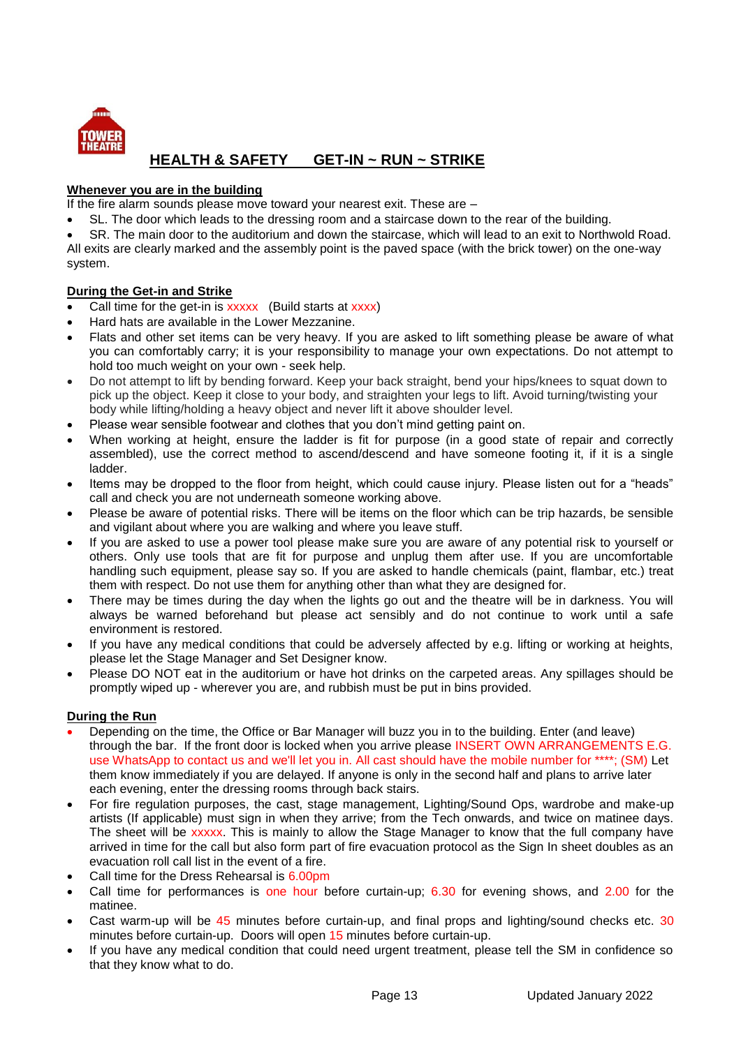# HEALTH & SAFETY GET-IN ~ RUN ~ STRIKE

**Whenever you are in the building**

If the fire alarm sounds please move toward your nearest exit. These are –

- SL. The door which leads to the dressing room and a staircase down to the rear of the building.
- SR. The main door to the auditorium and down the staircase, which will lead to an exit to Northwold Road.

All exits are clearly marked and the assembly point is the paved space (with the brick tower) on the one-way system.

**During the Get-in and Strike**

- Call time for the get-in is xxxxx (Build starts at xxxx)
- Hard hats are available in the Lower Mezzanine.
- Flats and other set items can be very heavy. If you are asked to lift something please be aware of what you can comfortably carry; it is your responsibility to manage your own expectations. Do not attempt to hold too much weight on your own - seek help.
- Do not attempt to lift by bending forward. Keep your back straight, bend your hips/knees to squat down to pick up the object. Keep it close to your body, and straighten your legs to lift. Avoid turning/twisting your body while lifting/holding a heavy object and never lift it above shoulder level.
- Please wear sensible footwear and clothes that you don't mind getting paint on.
- When working at height, ensure the ladder is fit for purpose (in a good state of repair and correctly assembled), use the correct method to ascend/descend and have someone footing it, if it is a single ladder.
- Items may be dropped to the floor from height, which could cause injury. Please listen out for a "heads" call and check you are not underneath someone working above.
- Please be aware of potential risks. There will be items on the floor which can be trip hazards, be sensible and vigilant about where you are walking and where you leave stuff.
- If you are asked to use a power tool please make sure you are aware of any potential risk to yourself or others. Only use tools that are fit for purpose and unplug them after use. If you are uncomfortable handling such equipment, please say so. If you are asked to handle chemicals (paint, flambar, etc.) treat them with respect. Do not use them for anything other than what they are designed for.
- There may be times during the day when the lights go out and the theatre will be in darkness. You will always be warned beforehand but please act sensibly and do not continue to work until a safe environment is restored.
- If you have any medical conditions that could be adversely affected by e.g. lifting or working at heights, please let the Stage Manager and Set Designer know.
- Please DO NOT eat in the auditorium or have hot drinks on the carpeted areas. Any spillages should be promptly wiped up - wherever you are, and rubbish must be put in bins provided.

**During the Run**

- Depending on the time, the Office or Bar Manager will buzz you in to the building. Enter (and leave) through the bar. If the front door is locked when you arrive please INSERT OWN ARRANGEMENTS E.G. use WhatsApp to contact us and we'll let you in. All cast should have the mobile number for ****; (SM) Let them know immediately if you are delayed. If anyone is only in the second half and plans to arrive later each evening, enter the dressing rooms through back stairs.
- For fire regulation purposes, the cast, stage management, Lighting/Sound Ops, wardrobe and make-up artists (If applicable) must sign in when they arrive; from the Tech onwards, and twice on matinee days. The sheet will be xxxxx. This is mainly to allow the Stage Manager to know that the full company have arrived in time for the call but also form part of fire evacuation protocol as the Sign In sheet doubles as an evacuation roll call list in the event of a fire.
- Call time for the Dress Rehearsal is 6.00pm
- Call time for performances is one hour before curtain-up; 6.30 for evening shows, and 2.00 for the matinee.
- Cast warm-up will be 45 minutes before curtain-up, and final props and lighting/sound checks etc. 30 minutes before curtain-up. Doors will open 15 minutes before curtain-up.
- If you have any medical condition that could need urgent treatment, please tell the SM in confidence so that they know what to do.

Updated January 2022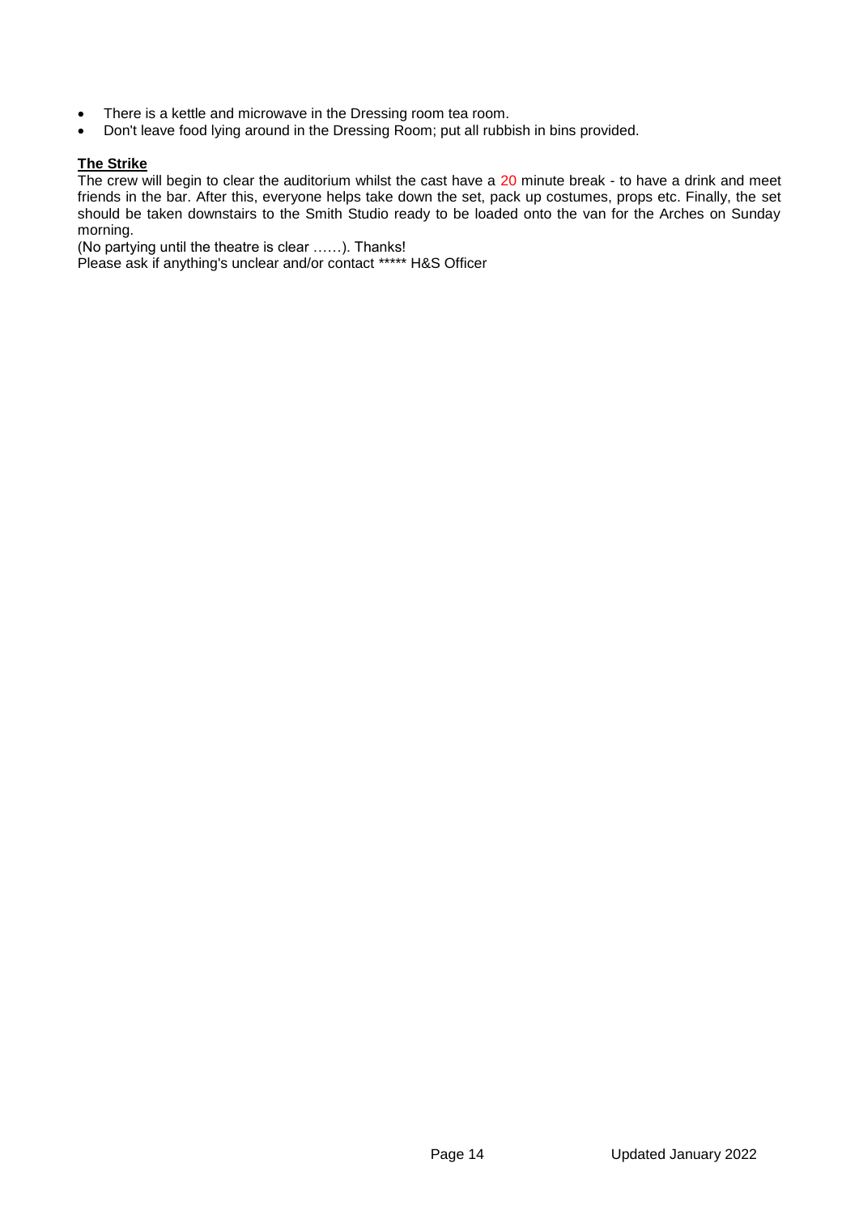- There is a kettle and microwave in the Dressing room tea room.
- Don't leave food lying around in the Dressing Room; put all rubbish in bins provided.

**The Strike**

The crew will begin to clear the auditorium whilst the cast have a 20 minute break - to have a drink and meet friends in the bar. After this, everyone helps take down the set, pack up costumes, props etc. Finally, the set should be taken downstairs to the Smith Studio ready to be loaded onto the van for the Arches on Sunday morning.

(No partying until the theatre is clear ……). Thanks!

Please ask if anything's unclear and/or contact ***** H&S Officer